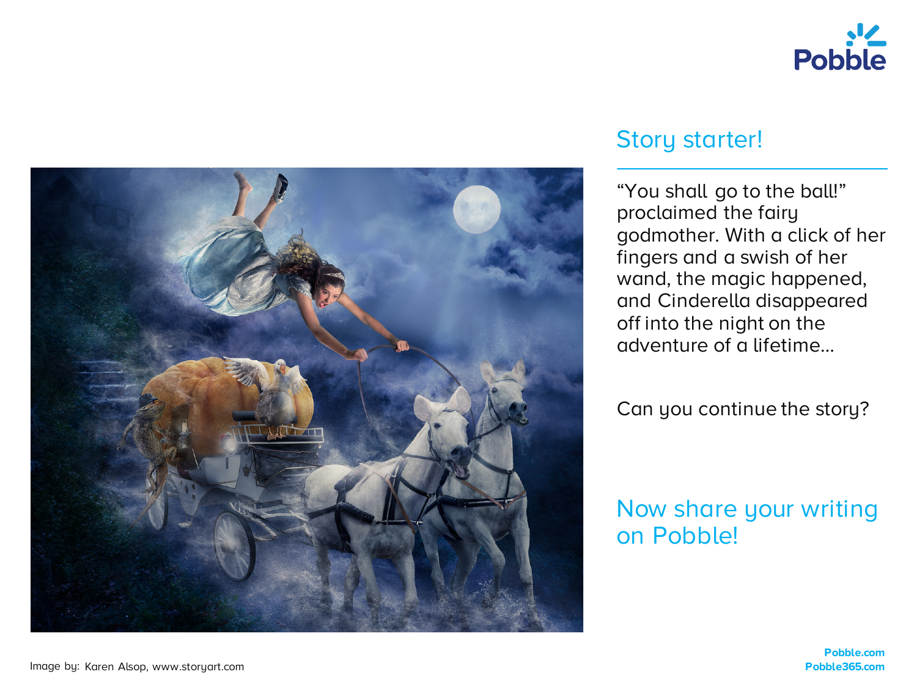## Story starter!

"You shall go to the ball!" proclaimed the fairy godmother. With a click of her fingers and a swish of her wand, the magic happened, and Cinderella disappeared off into the night on the adventure of a lifetime...

Can you continue the story?

## Now share your writing on Pobble!

Image by: Karen Alsop, www.storyart.com

**Pobble.com**
**Pobble365.com**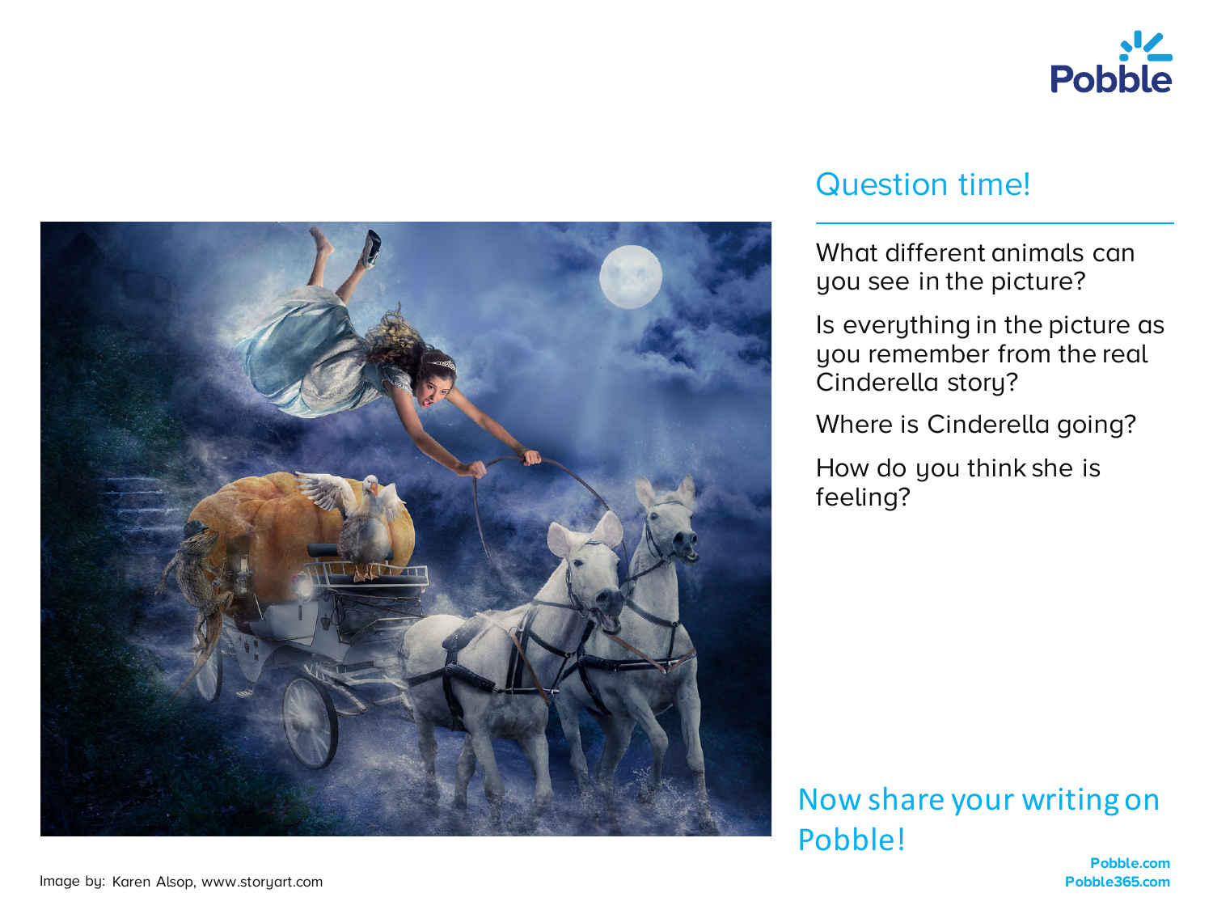## Question time!

What different animals can you see in the picture?

Is everything in the picture as you remember from the real Cinderella story?

Where is Cinderella going?

How do you think she is feeling?

Now share your writing on Pobble!

Pobble.com
Pobble365.com

Image by: Karen Alsop, www.storyart.com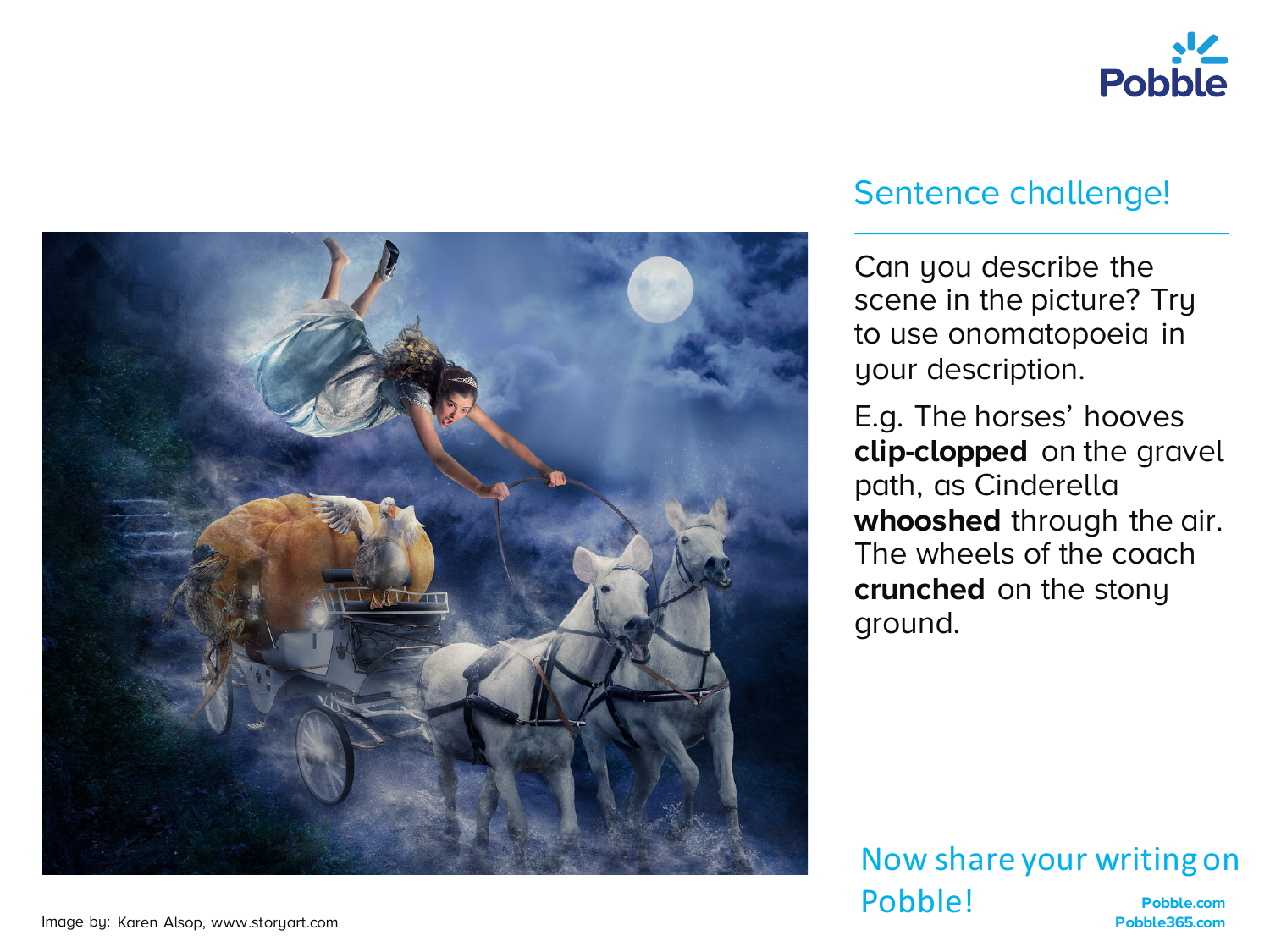## Sentence challenge!

Can you describe the scene in the picture? Try to use onomatopoeia in your description.

E.g. The horses' hooves **clip-clopped** on the gravel path, as Cinderella **whooshed** through the air. The wheels of the coach **crunched** on the stony ground.

Now share your writing on Pobble!

Pobble.com
Pobble365.com

Image by: Karen Alsop, www.storyart.com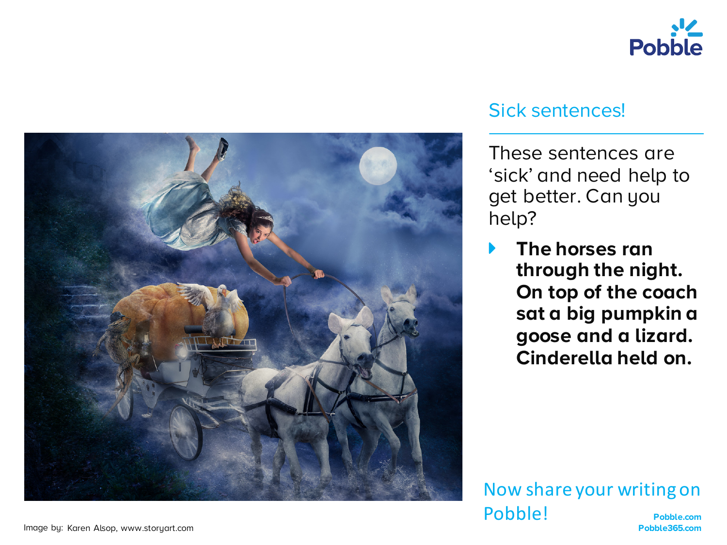## Sick sentences!

These sentences are 'sick' and need help to get better. Can you help?

- **The horses ran through the night. On top of the coach sat a big pumpkin a goose and a lizard. Cinderella held on.**

Now share your writing on Pobble!

Pobble.com
Pobble365.com

Image by: Karen Alsop, www.storyart.com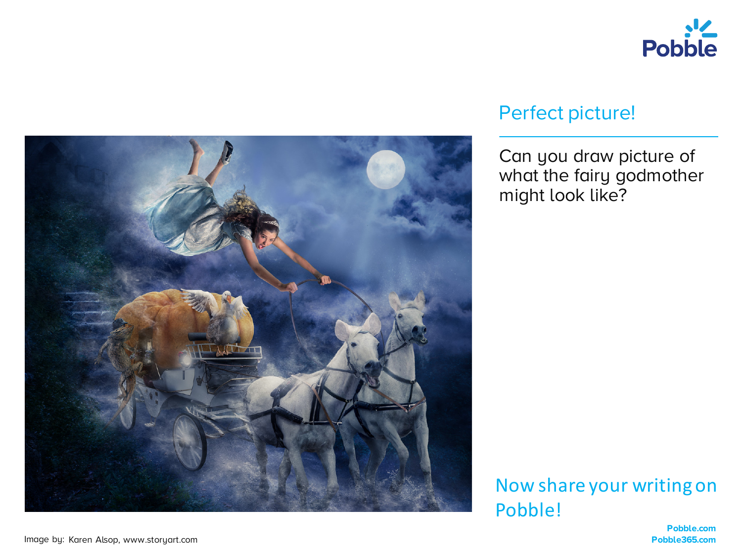## Perfect picture!

Can you draw picture of what the fairy godmother might look like?

Now share your writing on Pobble!

Image by: Karen Alsop, www.storyart.com

Pobble.com
Pobble365.com